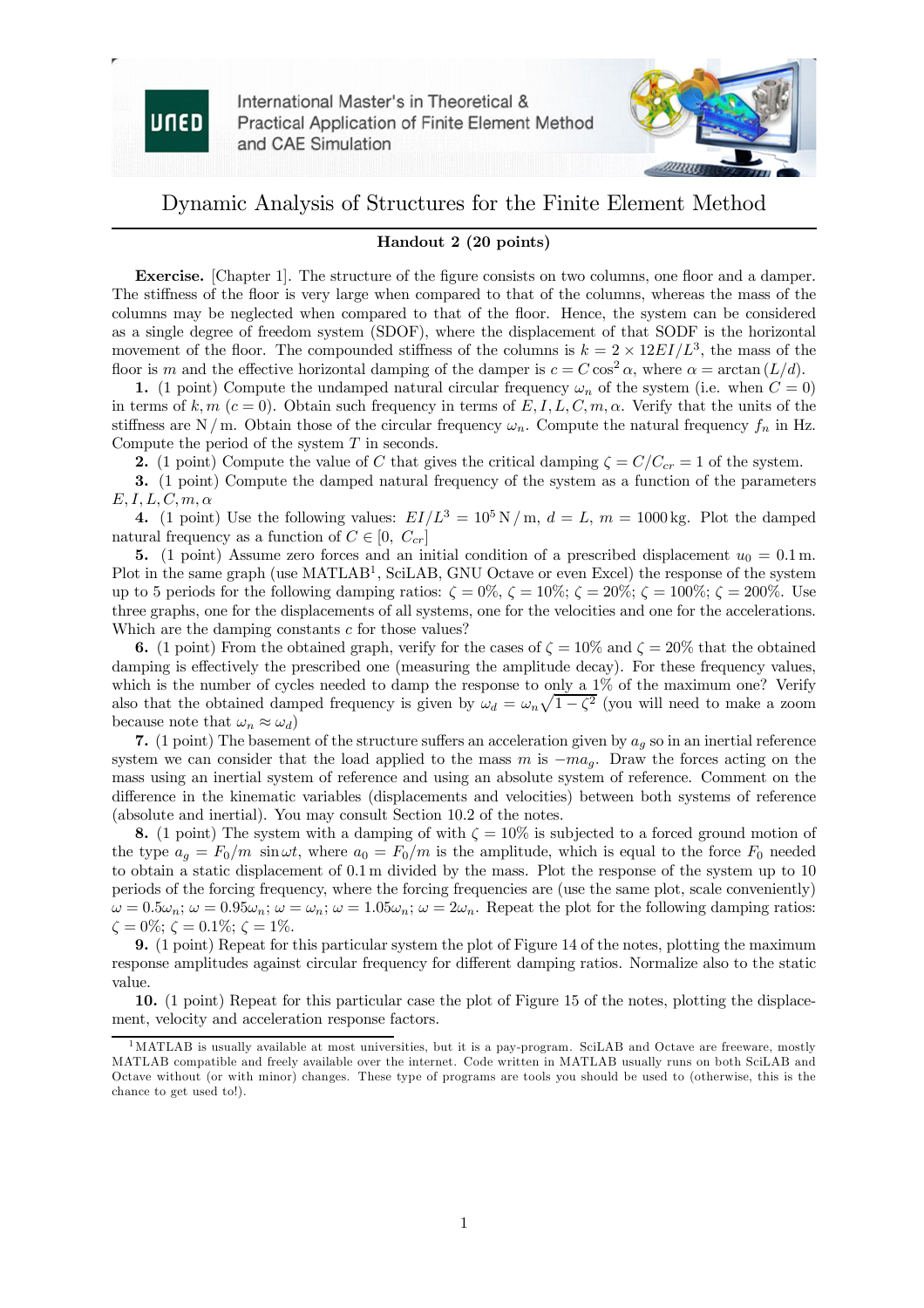International Master's in Theoretical & Practical Application of Finite Element Method and CAE Simulation

# Dynamic Analysis of Structures for the Finite Element Method

## Handout 2 (20 points)

**Exercise.** [Chapter 1]. The structure of the figure consists on two columns, one floor and a damper. The stiffness of the floor is very large when compared to that of the columns, whereas the mass of the columns may be neglected when compared to that of the floor. Hence, the system can be considered as a single degree of freedom system (SDOF), where the displacement of that SODF is the horizontal movement of the floor. The compounded stiffness of the columns is $k = 2 \times 12EI/L^3$, the mass of the floor is $m$ and the effective horizontal damping of the damper is $c = C\cos^2\alpha$, where $\alpha = \arctan(L/d)$.

**1.** (1 point) Compute the undamped natural circular frequency $\omega_n$ of the system (i.e. when $C = 0$) in terms of $k, m$ ($c = 0$). Obtain such frequency in terms of $E, I, L, C, m, \alpha$. Verify that the units of the stiffness are N / m. Obtain those of the circular frequency $\omega_n$. Compute the natural frequency $f_n$ in Hz. Compute the period of the system $T$ in seconds.

**2.** (1 point) Compute the value of $C$ that gives the critical damping $\zeta = C/C_{cr} = 1$ of the system.

**3.** (1 point) Compute the damped natural frequency of the system as a function of the parameters $E, I, L, C, m, \alpha$

**4.** (1 point) Use the following values: $EI/L^3 = 10^5$ N / m, $d = L$, $m = 1000$ kg. Plot the damped natural frequency as a function of $C \in [0,\ C_{cr}]$

**5.** (1 point) Assume zero forces and an initial condition of a prescribed displacement $u_0 = 0.1$ m. Plot in the same graph (use MATLAB[1], SciLAB, GNU Octave or even Excel) the response of the system up to 5 periods for the following damping ratios: $\zeta = 0\%$, $\zeta = 10\%$; $\zeta = 20\%$; $\zeta = 100\%$; $\zeta = 200\%$. Use three graphs, one for the displacements of all systems, one for the velocities and one for the accelerations. Which are the damping constants $c$ for those values?

**6.** (1 point) From the obtained graph, verify for the cases of $\zeta = 10\%$ and $\zeta = 20\%$ that the obtained damping is effectively the prescribed one (measuring the amplitude decay). For these frequency values, which is the number of cycles needed to damp the response to only a 1% of the maximum one? Verify also that the obtained damped frequency is given by $\omega_d = \omega_n\sqrt{1-\zeta^2}$ (you will need to make a zoom because note that $\omega_n \approx \omega_d$)

**7.** (1 point) The basement of the structure suffers an acceleration given by $a_g$ so in an inertial reference system we can consider that the load applied to the mass $m$ is $-ma_g$. Draw the forces acting on the mass using an inertial system of reference and using an absolute system of reference. Comment on the difference in the kinematic variables (displacements and velocities) between both systems of reference (absolute and inertial). You may consult Section 10.2 of the notes.

**8.** (1 point) The system with a damping of with $\zeta = 10\%$ is subjected to a forced ground motion of the type $a_g = F_0/m\ \sin\omega t$, where $a_0 = F_0/m$ is the amplitude, which is equal to the force $F_0$ needed to obtain a static displacement of 0.1 m divided by the mass. Plot the response of the system up to 10 periods of the forcing frequency, where the forcing frequencies are (use the same plot, scale conveniently) $\omega = 0.5\omega_n$; $\omega = 0.95\omega_n$; $\omega = \omega_n$; $\omega = 1.05\omega_n$; $\omega = 2\omega_n$. Repeat the plot for the following damping ratios: $\zeta = 0\%$; $\zeta = 0.1\%$; $\zeta = 1\%$.

**9.** (1 point) Repeat for this particular system the plot of Figure 14 of the notes, plotting the maximum response amplitudes against circular frequency for different damping ratios. Normalize also to the static value.

**10.** (1 point) Repeat for this particular case the plot of Figure 15 of the notes, plotting the displacement, velocity and acceleration response factors.

[1] MATLAB is usually available at most universities, but it is a pay-program. SciLAB and Octave are freeware, mostly MATLAB compatible and freely available over the internet. Code written in MATLAB usually runs on both SciLAB and Octave without (or with minor) changes. These type of programs are tools you should be used to (otherwise, this is the chance to get used to!).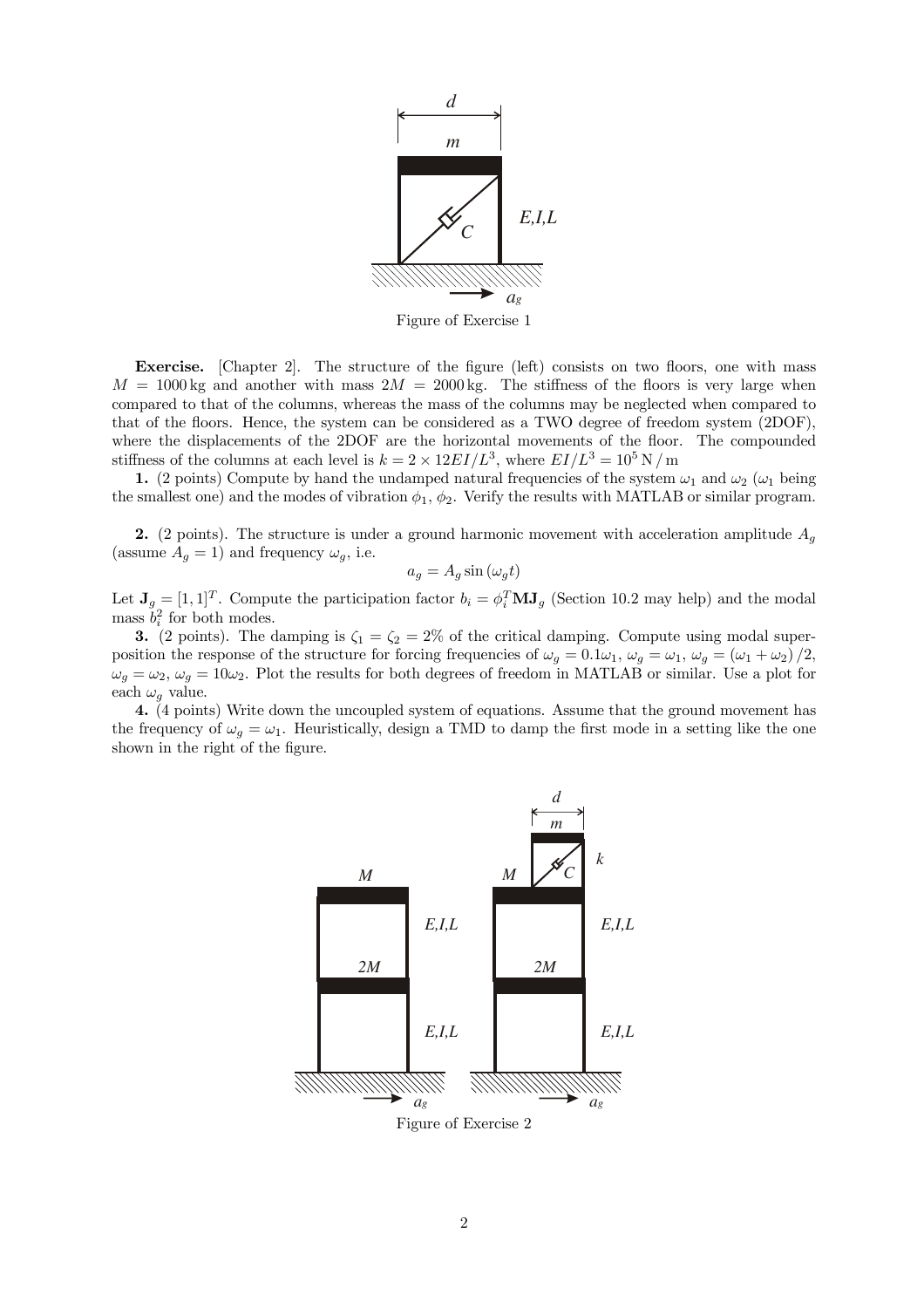d

m

E,I,L

C

$a_g$

Figure of Exercise 1

**Exercise.** [Chapter 2]. The structure of the figure (left) consists on two floors, one with mass $M = 1000\,\text{kg}$ and another with mass $2M = 2000\,\text{kg}$. The stiffness of the floors is very large when compared to that of the columns, whereas the mass of the columns may be neglected when compared to that of the floors. Hence, the system can be considered as a TWO degree of freedom system (2DOF), where the displacements of the 2DOF are the horizontal movements of the floor. The compounded stiffness of the columns at each level is $k = 2 \times 12EI/L^3$, where $EI/L^3 = 10^5\,\text{N}\,/\,\text{m}$

**1.** (2 points) Compute by hand the undamped natural frequencies of the system $\omega_1$ and $\omega_2$ ($\omega_1$ being the smallest one) and the modes of vibration $\phi_1$, $\phi_2$. Verify the results with MATLAB or similar program.

**2.** (2 points). The structure is under a ground harmonic movement with acceleration amplitude $A_g$ (assume $A_g = 1$) and frequency $\omega_g$, i.e.

$$a_g = A_g \sin(\omega_g t)$$

Let $\mathbf{J}_g = [1, 1]^T$. Compute the participation factor $b_i = \phi_i^T \mathbf{M} \mathbf{J}_g$ (Section 10.2 may help) and the modal mass $b_i^2$ for both modes.

**3.** (2 points). The damping is $\zeta_1 = \zeta_2 = 2\%$ of the critical damping. Compute using modal superposition the response of the structure for forcing frequencies of $\omega_g = 0.1\omega_1$, $\omega_g = \omega_1$, $\omega_g = (\omega_1 + \omega_2)/2$, $\omega_g = \omega_2$, $\omega_g = 10\omega_2$. Plot the results for both degrees of freedom in MATLAB or similar. Use a plot for each $\omega_g$ value.

**4.** (4 points) Write down the uncoupled system of equations. Assume that the ground movement has the frequency of $\omega_g = \omega_1$. Heuristically, design a TMD to damp the first mode in a setting like the one shown in the right of the figure.

M

E,I,L

2M

E,I,L

$a_g$

d

m

M

C

k

E,I,L

2M

E,I,L

$a_g$

Figure of Exercise 2